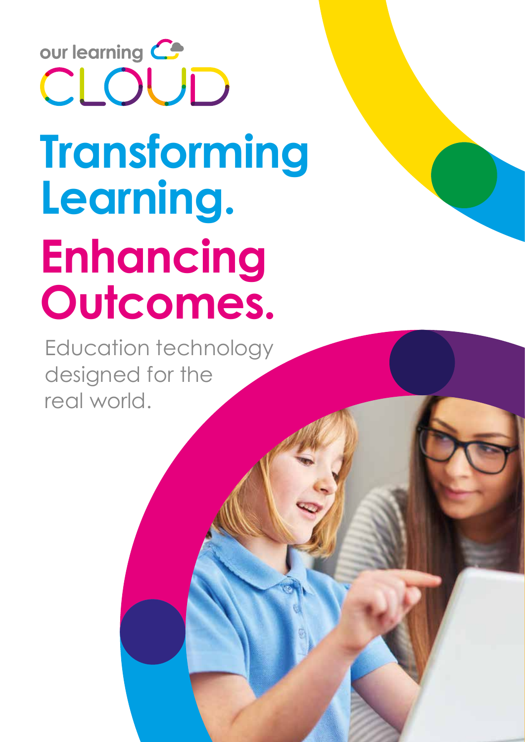our learning CLOUD

# Transforming Learning.

# Enhancing Outcomes.

Education technology designed for the real world.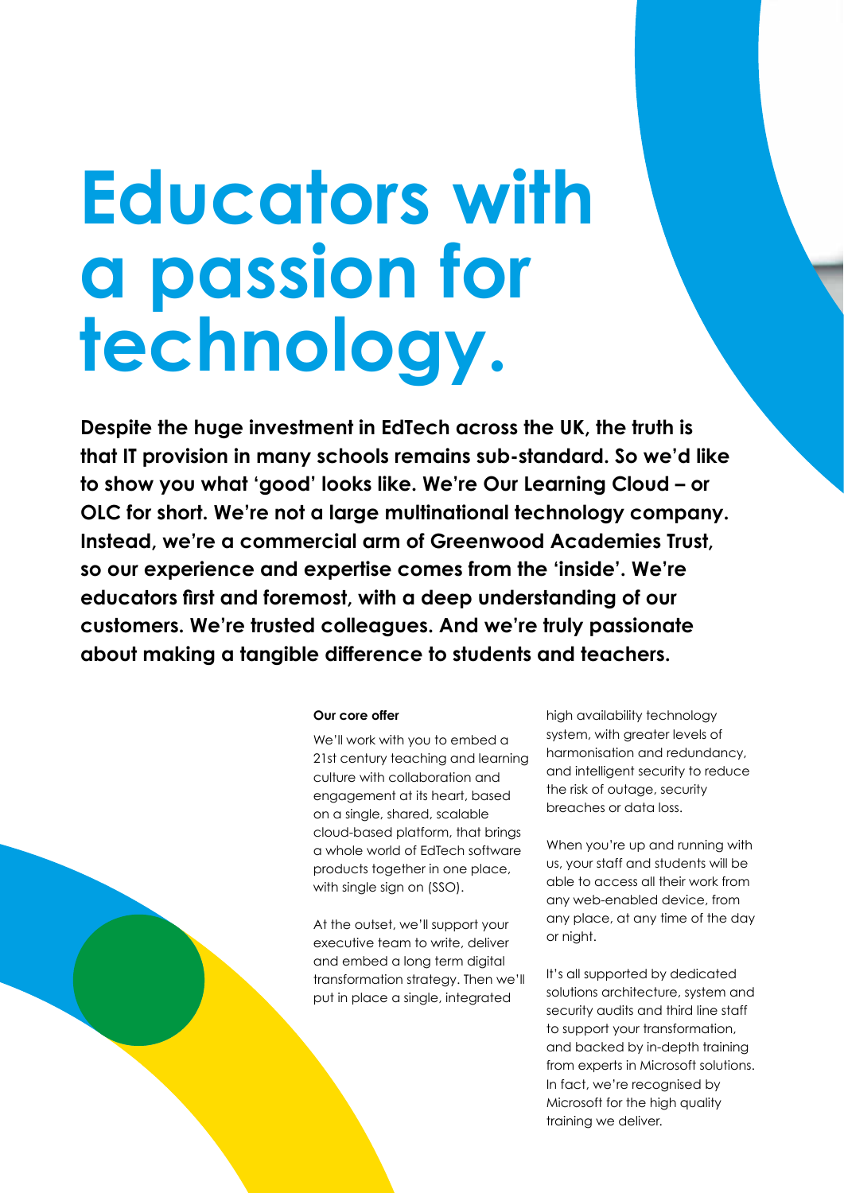# Educators with a passion for technology.

**Despite the huge investment in EdTech across the UK, the truth is that IT provision in many schools remains sub-standard. So we'd like to show you what 'good' looks like. We're Our Learning Cloud – or OLC for short. We're not a large multinational technology company. Instead, we're a commercial arm of Greenwood Academies Trust, so our experience and expertise comes from the 'inside'. We're educators first and foremost, with a deep understanding of our customers. We're trusted colleagues. And we're truly passionate about making a tangible difference to students and teachers.**

**Our core offer**

We'll work with you to embed a 21st century teaching and learning culture with collaboration and engagement at its heart, based on a single, shared, scalable cloud-based platform, that brings a whole world of EdTech software products together in one place, with single sign on (SSO).

At the outset, we'll support your executive team to write, deliver and embed a long term digital transformation strategy. Then we'll put in place a single, integrated high availability technology system, with greater levels of harmonisation and redundancy, and intelligent security to reduce the risk of outage, security breaches or data loss.

When you're up and running with us, your staff and students will be able to access all their work from any web-enabled device, from any place, at any time of the day or night.

It's all supported by dedicated solutions architecture, system and security audits and third line staff to support your transformation, and backed by in-depth training from experts in Microsoft solutions. In fact, we're recognised by Microsoft for the high quality training we deliver.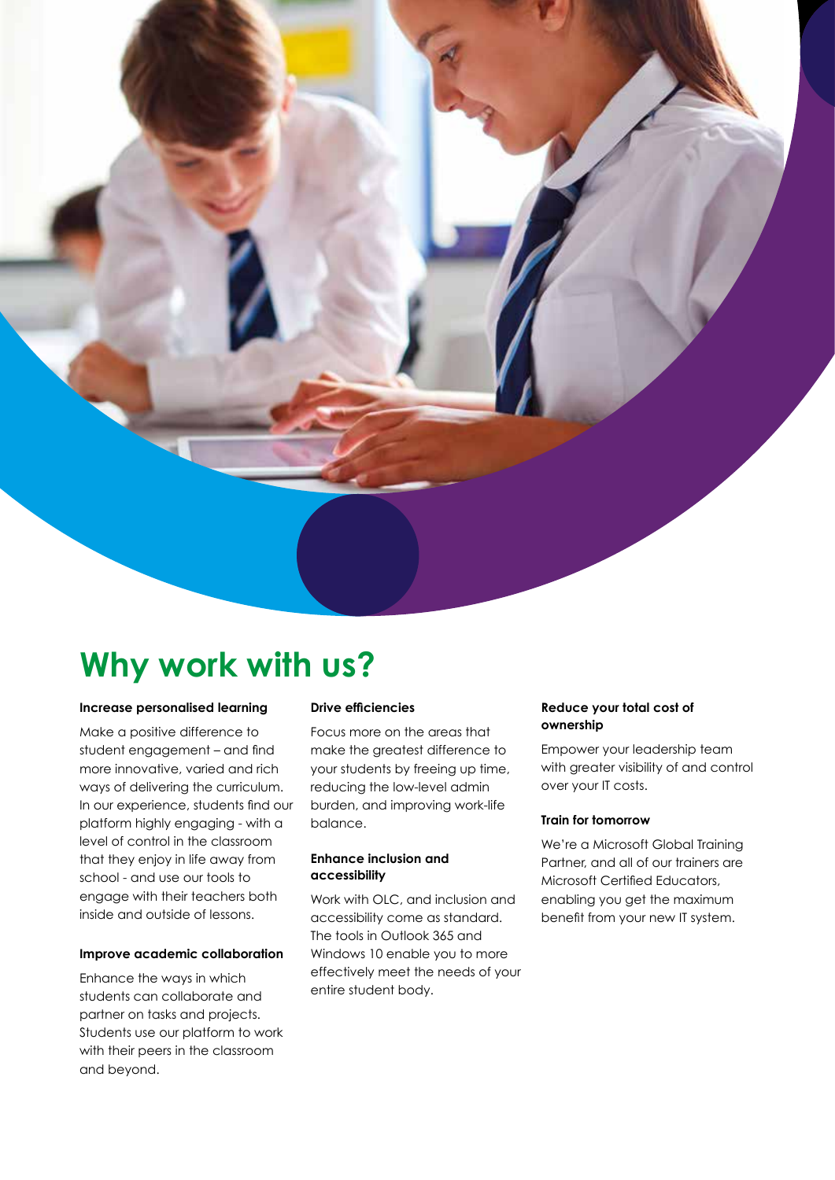# Why work with us?

### Increase personalised learning

Make a positive difference to student engagement – and find more innovative, varied and rich ways of delivering the curriculum. In our experience, students find our platform highly engaging - with a level of control in the classroom that they enjoy in life away from school - and use our tools to engage with their teachers both inside and outside of lessons.

### Improve academic collaboration

Enhance the ways in which students can collaborate and partner on tasks and projects. Students use our platform to work with their peers in the classroom and beyond.

### Drive efficiencies

Focus more on the areas that make the greatest difference to your students by freeing up time, reducing the low-level admin burden, and improving work-life balance.

### Enhance inclusion and accessibility

Work with OLC, and inclusion and accessibility come as standard. The tools in Outlook 365 and Windows 10 enable you to more effectively meet the needs of your entire student body.

### Reduce your total cost of ownership

Empower your leadership team with greater visibility of and control over your IT costs.

### Train for tomorrow

We're a Microsoft Global Training Partner, and all of our trainers are Microsoft Certified Educators, enabling you get the maximum benefit from your new IT system.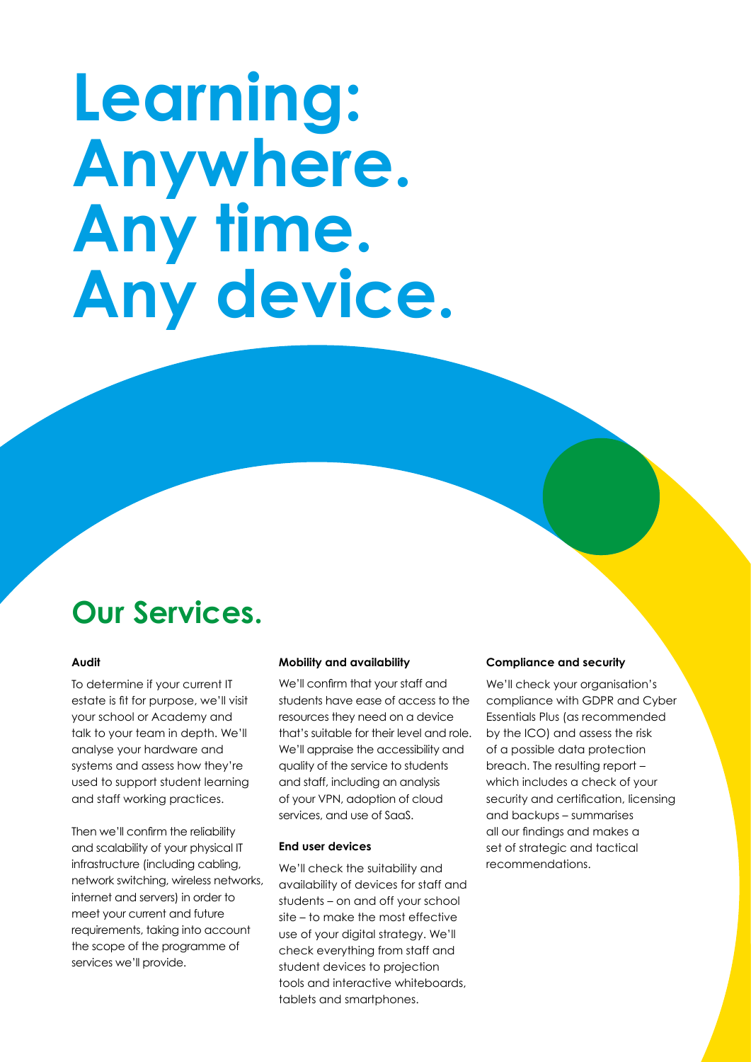# Learning: Anywhere. Any time. Any device.

## Our Services.

#### Audit

To determine if your current IT estate is fit for purpose, we'll visit your school or Academy and talk to your team in depth. We'll analyse your hardware and systems and assess how they're used to support student learning and staff working practices.

Then we'll confirm the reliability and scalability of your physical IT infrastructure (including cabling, network switching, wireless networks, internet and servers) in order to meet your current and future requirements, taking into account the scope of the programme of services we'll provide.

#### Mobility and availability

We'll confirm that your staff and students have ease of access to the resources they need on a device that's suitable for their level and role. We'll appraise the accessibility and quality of the service to students and staff, including an analysis of your VPN, adoption of cloud services, and use of SaaS.

#### End user devices

We'll check the suitability and availability of devices for staff and students – on and off your school site – to make the most effective use of your digital strategy. We'll check everything from staff and student devices to projection tools and interactive whiteboards, tablets and smartphones.

#### Compliance and security

We'll check your organisation's compliance with GDPR and Cyber Essentials Plus (as recommended by the ICO) and assess the risk of a possible data protection breach. The resulting report – which includes a check of your security and certification, licensing and backups – summarises all our findings and makes a set of strategic and tactical recommendations.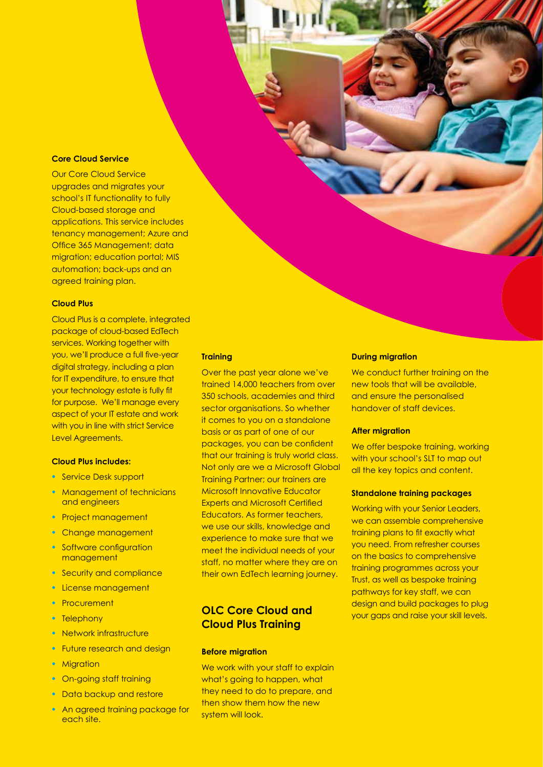### Core Cloud Service

Our Core Cloud Service upgrades and migrates your school's IT functionality to fully Cloud-based storage and applications. This service includes tenancy management; Azure and Office 365 Management; data migration; education portal; MIS automation; back-ups and an agreed training plan.

### Cloud Plus

Cloud Plus is a complete, integrated package of cloud-based EdTech services. Working together with you, we'll produce a full five-year digital strategy, including a plan for IT expenditure, to ensure that your technology estate is fully fit for purpose. We'll manage every aspect of your IT estate and work with you in line with strict Service Level Agreements.

### Cloud Plus includes:

- Service Desk support
- Management of technicians and engineers
- Project management
- Change management
- Software configuration management
- Security and compliance
- License management
- Procurement
- Telephony
- Network infrastructure
- Future research and design
- Migration
- On-going staff training
- Data backup and restore
- An agreed training package for each site.

### Training

Over the past year alone we've trained 14,000 teachers from over 350 schools, academies and third sector organisations. So whether it comes to you on a standalone basis or as part of one of our packages, you can be confident that our training is truly world class. Not only are we a Microsoft Global Training Partner; our trainers are Microsoft Innovative Educator Experts and Microsoft Certified Educators. As former teachers, we use our skills, knowledge and experience to make sure that we meet the individual needs of your staff, no matter where they are on their own EdTech learning journey.

## OLC Core Cloud and Cloud Plus Training

### Before migration

We work with your staff to explain what's going to happen, what they need to do to prepare, and then show them how the new system will look.

### During migration

We conduct further training on the new tools that will be available, and ensure the personalised handover of staff devices.

### After migration

We offer bespoke training, working with your school's SLT to map out all the key topics and content.

### Standalone training packages

Working with your Senior Leaders, we can assemble comprehensive training plans to fit exactly what you need. From refresher courses on the basics to comprehensive training programmes across your Trust, as well as bespoke training pathways for key staff, we can design and build packages to plug your gaps and raise your skill levels.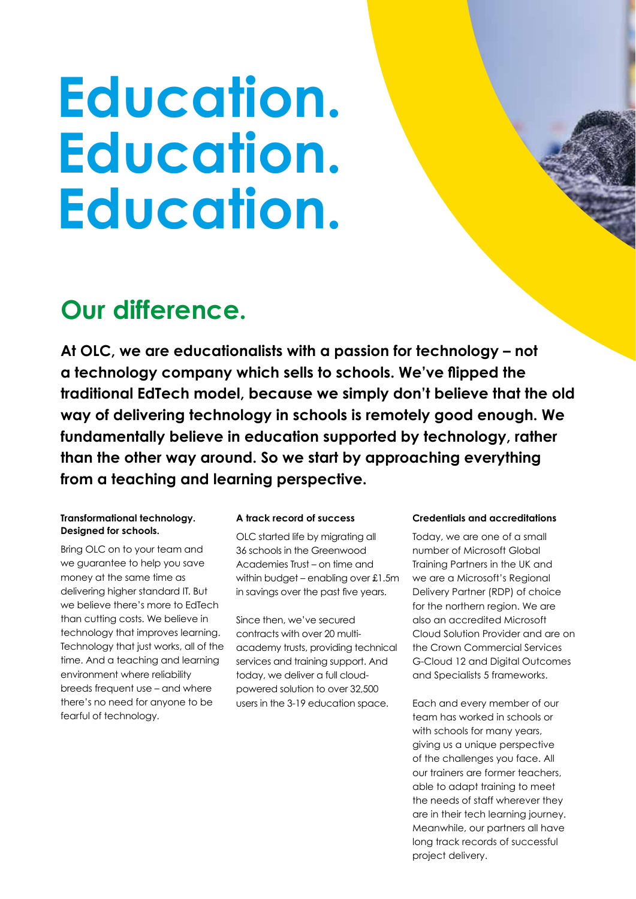# Education. Education. Education.

## Our difference.

**At OLC, we are educationalists with a passion for technology – not a technology company which sells to schools. We've flipped the traditional EdTech model, because we simply don't believe that the old way of delivering technology in schools is remotely good enough. We fundamentally believe in education supported by technology, rather than the other way around. So we start by approaching everything from a teaching and learning perspective.**

### Transformational technology. Designed for schools.

Bring OLC on to your team and we guarantee to help you save money at the same time as delivering higher standard IT. But we believe there's more to EdTech than cutting costs. We believe in technology that improves learning. Technology that just works, all of the time. And a teaching and learning environment where reliability breeds frequent use – and where there's no need for anyone to be fearful of technology.

### A track record of success

OLC started life by migrating all 36 schools in the Greenwood Academies Trust – on time and within budget – enabling over £1.5m in savings over the past five years.

Since then, we've secured contracts with over 20 multi-academy trusts, providing technical services and training support. And today, we deliver a full cloud-powered solution to over 32,500 users in the 3-19 education space.

### Credentials and accreditations

Today, we are one of a small number of Microsoft Global Training Partners in the UK and we are a Microsoft's Regional Delivery Partner (RDP) of choice for the northern region. We are also an accredited Microsoft Cloud Solution Provider and are on the Crown Commercial Services G-Cloud 12 and Digital Outcomes and Specialists 5 frameworks.

Each and every member of our team has worked in schools or with schools for many years, giving us a unique perspective of the challenges you face. All our trainers are former teachers, able to adapt training to meet the needs of staff wherever they are in their tech learning journey. Meanwhile, our partners all have long track records of successful project delivery.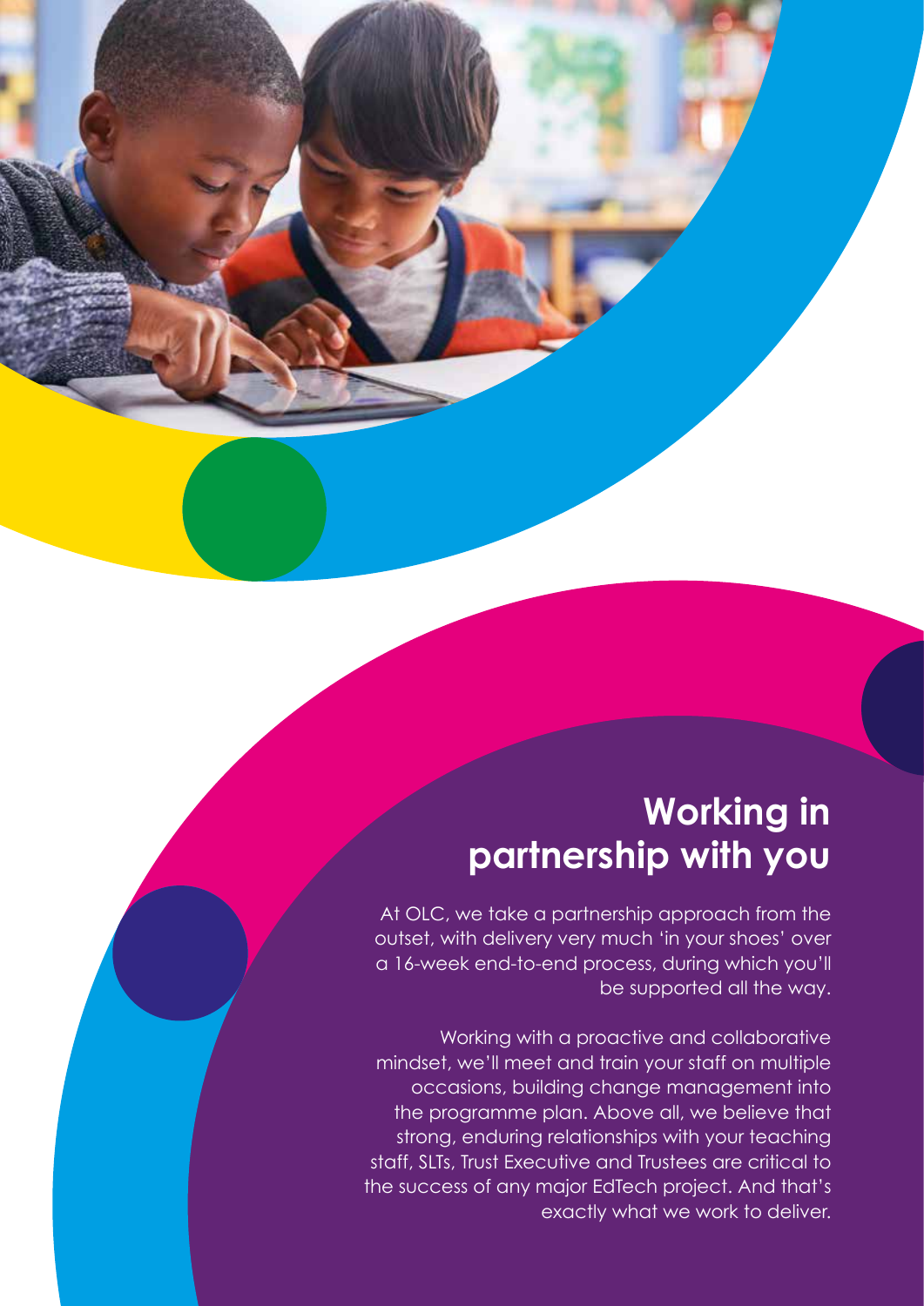## Working in partnership with you

At OLC, we take a partnership approach from the outset, with delivery very much 'in your shoes' over a 16-week end-to-end process, during which you'll be supported all the way.

Working with a proactive and collaborative mindset, we'll meet and train your staff on multiple occasions, building change management into the programme plan. Above all, we believe that strong, enduring relationships with your teaching staff, SLTs, Trust Executive and Trustees are critical to the success of any major EdTech project. And that's exactly what we work to deliver.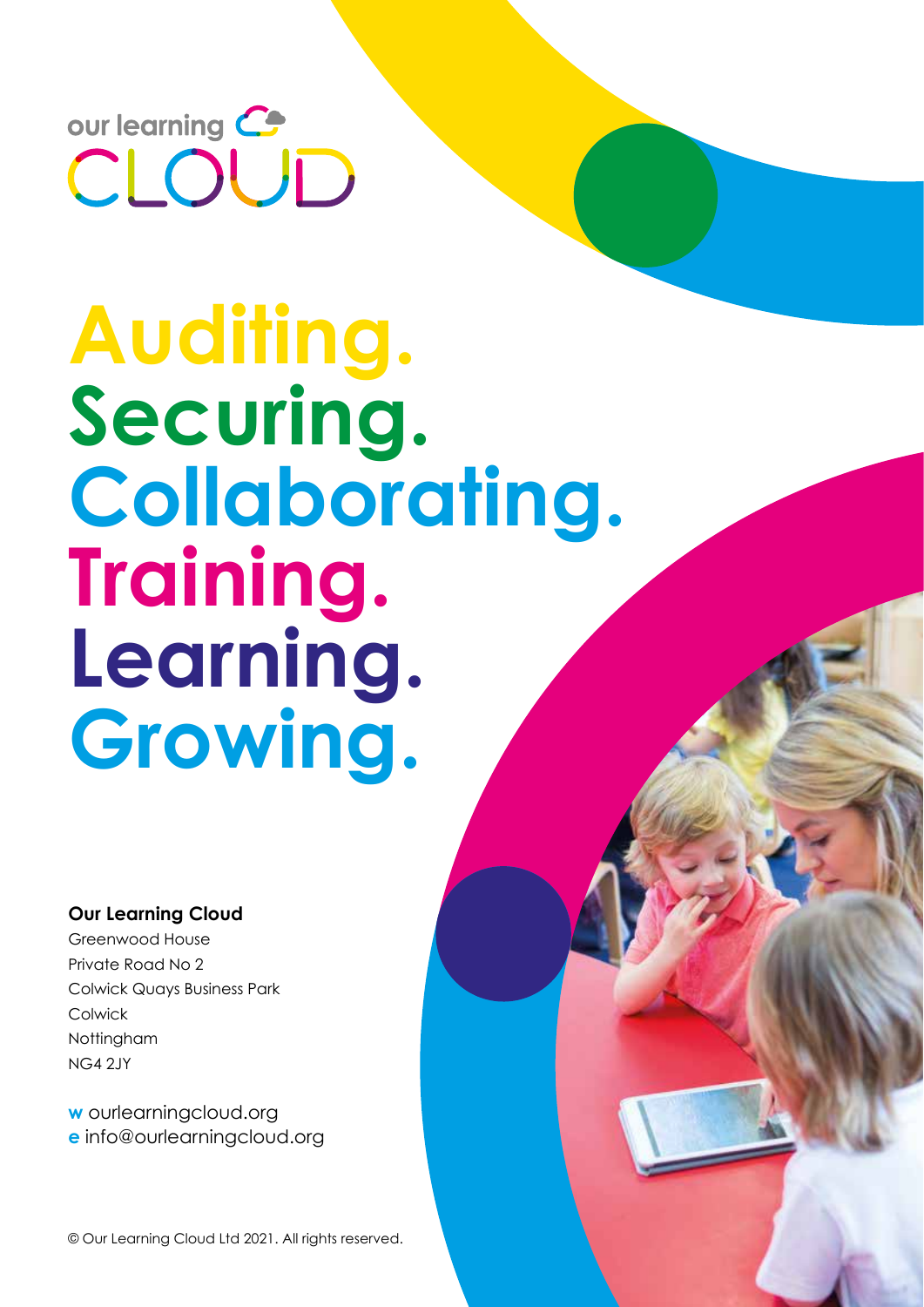our learning CLOUD

# Auditing. Securing. Collaborating. Training. Learning. Growing.

**Our Learning Cloud**
Greenwood House
Private Road No 2
Colwick Quays Business Park
Colwick
Nottingham
NG4 2JY

**w** ourlearningcloud.org
**e** info@ourlearningcloud.org

© Our Learning Cloud Ltd 2021. All rights reserved.